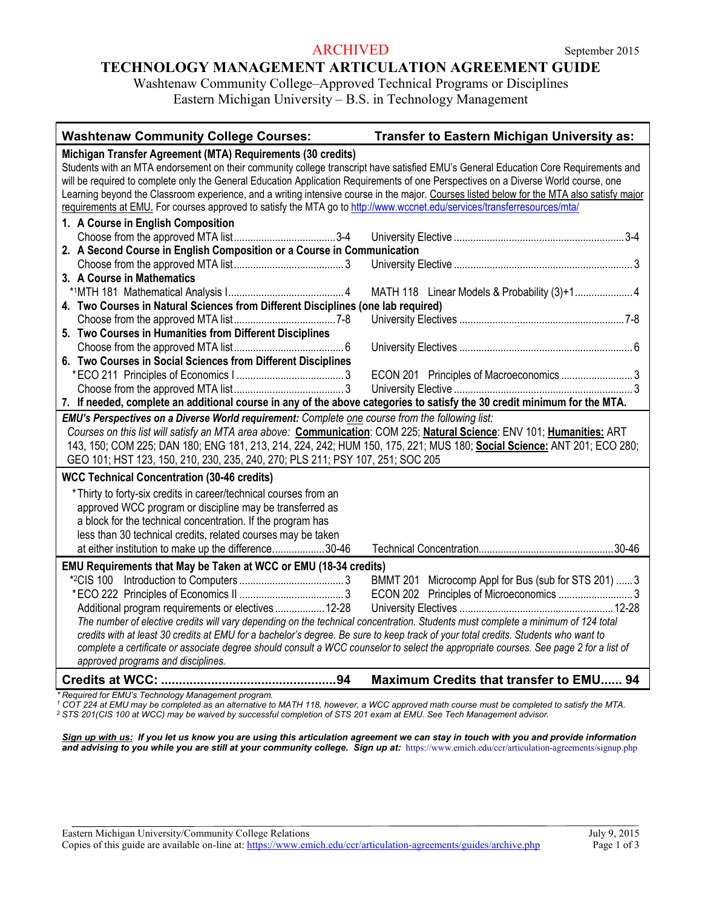ARCHIVED

September 2015

# TECHNOLOGY MANAGEMENT ARTICULATION AGREEMENT GUIDE

Washtenaw Community College–Approved Technical Programs or Disciplines
Eastern Michigan University – B.S. in Technology Management

| Washtenaw Community College Courses: | | Transfer to Eastern Michigan University as: | |
|---|---|---|---|
| **Michigan Transfer Agreement (MTA) Requirements (30 credits)** | | | |
| Students with an MTA endorsement on their community college transcript have satisfied EMU's General Education Core Requirements and will be required to complete only the General Education Application Requirements of one Perspectives on a Diverse World course, one Learning beyond the Classroom experience, and a writing intensive course in the major. Courses listed below for the MTA also satisfy major requirements at EMU. For courses approved to satisfy the MTA go to http://www.wccnet.edu/services/transferresources/mta/ | | | |
| **1. A Course in English Composition** | | | |
| Choose from the approved MTA list | 3-4 | University Elective | 3-4 |
| **2. A Second Course in English Composition or a Course in Communication** | | | |
| Choose from the approved MTA list | 3 | University Elective | 3 |
| **3. A Course in Mathematics** | | | |
| *[1]MTH 181 Mathematical Analysis I | 4 | MATH 118 Linear Models & Probability (3)+1 | 4 |
| **4. Two Courses in Natural Sciences from Different Disciplines (one lab required)** | | | |
| Choose from the approved MTA list | 7-8 | University Electives | 7-8 |
| **5. Two Courses in Humanities from Different Disciplines** | | | |
| Choose from the approved MTA list | 6 | University Electives | 6 |
| **6. Two Courses in Social Sciences from Different Disciplines** | | | |
| *ECO 211 Principles of Economics I | 3 | ECON 201 Principles of Macroeconomics | 3 |
| Choose from the approved MTA list | 3 | University Elective | 3 |
| **7. If needed, complete an additional course in any of the above categories to satisfy the 30 credit minimum for the MTA.** | | | |
| ***EMU's Perspectives on a Diverse World requirement:*** *Complete one course from the following list:* *Courses on this list will satisfy an MTA area above:* **Communication**: COM 225; **Natural Science**: ENV 101; **Humanities:** ART 143, 150; COM 225; DAN 180; ENG 181, 213, 214, 224, 242; HUM 150, 175, 221; MUS 180; **Social Science:** ANT 201; ECO 280; GEO 101; HST 123, 150, 210, 230, 235, 240, 270; PLS 211; PSY 107, 251; SOC 205 | | | |
| **WCC Technical Concentration (30-46 credits)** | | | |
| *Thirty to forty-six credits in career/technical courses from an approved WCC program or discipline may be transferred as a block for the technical concentration. If the program has less than 30 technical credits, related courses may be taken at either institution to make up the difference | 30-46 | Technical Concentration | 30-46 |
| **EMU Requirements that May be Taken at WCC or EMU (18-34 credits)** | | | |
| *[2]CIS 100 Introduction to Computers | 3 | BMMT 201 Microcomp Appl for Bus (sub for STS 201) | 3 |
| *ECO 222 Principles of Economics II | 3 | ECON 202 Principles of Microeconomics | 3 |
| Additional program requirements or electives | 12-28 | University Electives | 12-28 |
| *The number of elective credits will vary depending on the technical concentration. Students must complete a minimum of 124 total credits with at least 30 credits at EMU for a bachelor's degree. Be sure to keep track of your total credits. Students who want to complete a certificate or associate degree should consult a WCC counselor to select the appropriate courses. See page 2 for a list of approved programs and disciplines.* | | | |
| **Credits at WCC:** | **94** | **Maximum Credits that transfer to EMU** | **94** |

*\* Required for EMU's Technology Management program.*
*[1] COT 224 at EMU may be completed as an alternative to MATH 118, however, a WCC approved math course must be completed to satisfy the MTA.*
*[2] STS 201(CIS 100 at WCC) may be waived by successful completion of STS 201 exam at EMU. See Tech Management advisor.*

***Sign up with us:* If you let us know you are using this articulation agreement we can stay in touch with you and provide information and advising to you while you are still at your community college. Sign up at:** https://www.emich.edu/ccr/articulation-agreements/signup.php

Eastern Michigan University/Community College Relations — July 9, 2015
Copies of this guide are available on-line at: https://www.emich.edu/ccr/articulation-agreements/guides/archive.php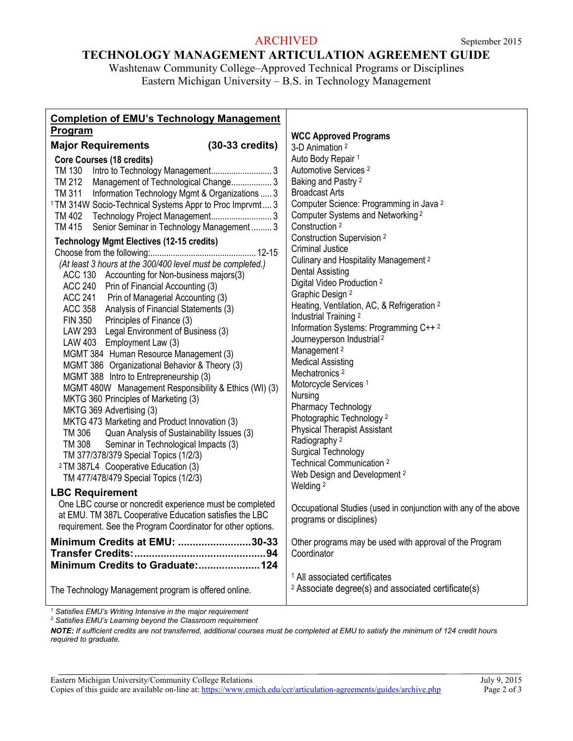ARCHIVED

September 2015

# TECHNOLOGY MANAGEMENT ARTICULATION AGREEMENT GUIDE

Washtenaw Community College–Approved Technical Programs or Disciplines
Eastern Michigan University – B.S. in Technology Management

## Completion of EMU's Technology Management Program

### Major Requirements (30-33 credits)

**Core Courses (18 credits)**

- TM 130 Intro to Technology Management ........................... 3
- TM 212 Management of Technological Change .................. 3
- TM 311 Information Technology Mgmt & Organizations ..... 3
- [1] TM 314W Socio-Technical Systems Appr to Proc Imprvmt .... 3
- TM 402 Technology Project Management ........................... 3
- TM 415 Senior Seminar in Technology Management ......... 3

**Technology Mgmt Electives (12-15 credits)**

Choose from the following: ............................................... 12-15

*(At least 3 hours at the 300/400 level must be completed.)*

- ACC 130 Accounting for Non-business majors(3)
- ACC 240 Prin of Financial Accounting (3)
- ACC 241 Prin of Managerial Accounting (3)
- ACC 358 Analysis of Financial Statements (3)
- FIN 350 Principles of Finance (3)
- LAW 293 Legal Environment of Business (3)
- LAW 403 Employment Law (3)
- MGMT 384 Human Resource Management (3)
- MGMT 386 Organizational Behavior & Theory (3)
- MGMT 388 Intro to Entrepreneurship (3)
- MGMT 480W Management Responsibility & Ethics (WI) (3)
- MKTG 360 Principles of Marketing (3)
- MKTG 369 Advertising (3)
- MKTG 473 Marketing and Product Innovation (3)
- TM 306 Quan Analysis of Sustainability Issues (3)
- TM 308 Seminar in Technological Impacts (3)
- TM 377/378/379 Special Topics (1/2/3)
- [2] TM 387L4 Cooperative Education (3)
- TM 477/478/479 Special Topics (1/2/3)

### LBC Requirement

One LBC course or noncredit experience must be completed at EMU. TM 387L Cooperative Education satisfies the LBC requirement. See the Program Coordinator for other options.

**Minimum Credits at EMU: .........................30-33**
**Transfer Credits: ............................................94**
**Minimum Credits to Graduate: .....................124**

The Technology Management program is offered online.

## WCC Approved Programs

- 3-D Animation [2]
- Auto Body Repair [1]
- Automotive Services [2]
- Baking and Pastry [2]
- Broadcast Arts
- Computer Science: Programming in Java [2]
- Computer Systems and Networking [2]
- Construction [2]
- Construction Supervision [2]
- Criminal Justice
- Culinary and Hospitality Management [2]
- Dental Assisting
- Digital Video Production [2]
- Graphic Design [2]
- Heating, Ventilation, AC, & Refrigeration [2]
- Industrial Training [2]
- Information Systems: Programming C++ [2]
- Journeyperson Industrial [2]
- Management [2]
- Medical Assisting
- Mechatronics [2]
- Motorcycle Services [1]
- Nursing
- Pharmacy Technology
- Photographic Technology [2]
- Physical Therapist Assistant
- Radiography [2]
- Surgical Technology
- Technical Communication [2]
- Web Design and Development [2]
- Welding [2]

Occupational Studies (used in conjunction with any of the above programs or disciplines)

Other programs may be used with approval of the Program Coordinator

[1] All associated certificates
[2] Associate degree(s) and associated certificate(s)

---

*[1] Satisfies EMU's Writing Intensive in the major requirement*
*[2] Satisfies EMU's Learning beyond the Classroom requirement*

***NOTE:** If sufficient credits are not transferred, additional courses must be completed at EMU to satisfy the minimum of 124 credit hours required to graduate.*

Eastern Michigan University/Community College Relations — July 9, 2015
Copies of this guide are available on-line at: https://www.emich.edu/ccr/articulation-agreements/guides/archive.php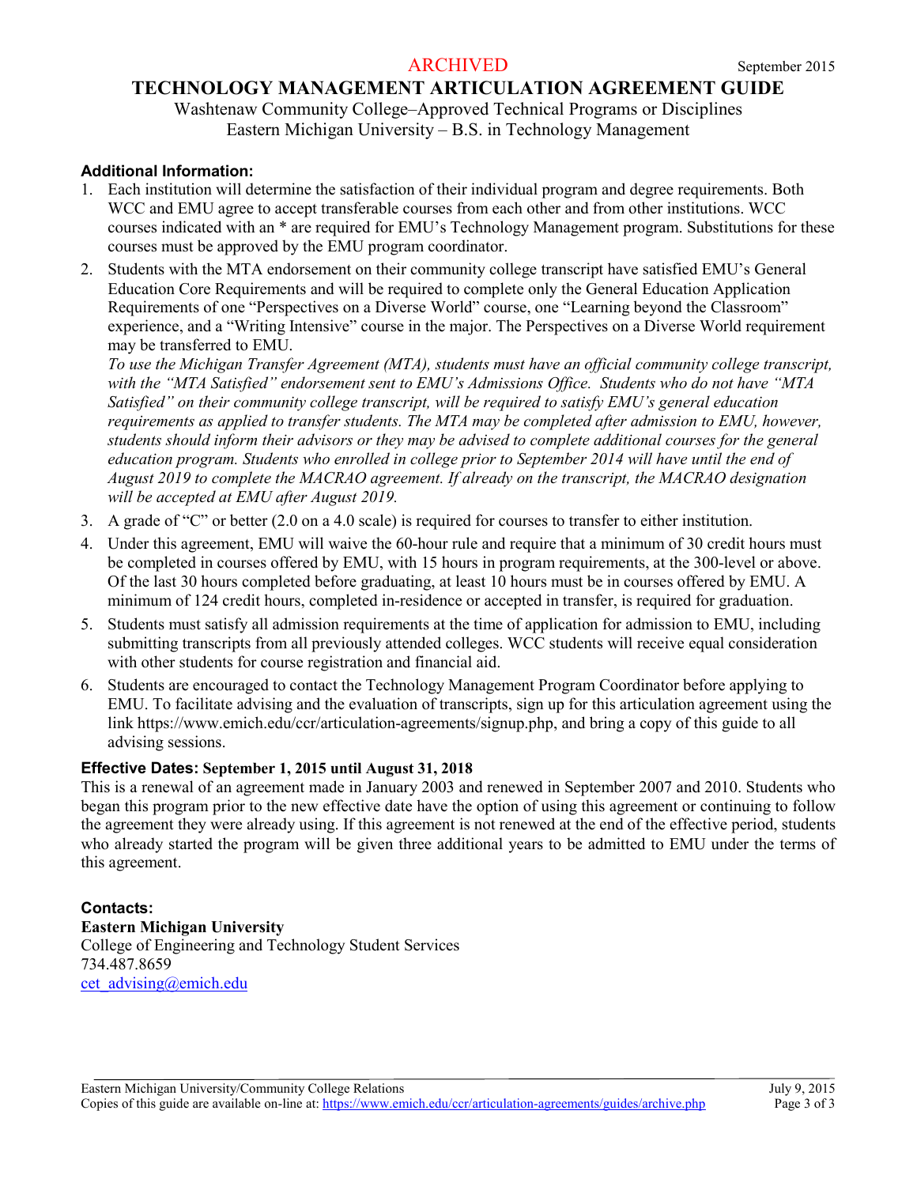ARCHIVED September 2015

# TECHNOLOGY MANAGEMENT ARTICULATION AGREEMENT GUIDE

Washtenaw Community College–Approved Technical Programs or Disciplines
Eastern Michigan University – B.S. in Technology Management

### Additional Information:

1. Each institution will determine the satisfaction of their individual program and degree requirements. Both WCC and EMU agree to accept transferable courses from each other and from other institutions. WCC courses indicated with an * are required for EMU's Technology Management program. Substitutions for these courses must be approved by the EMU program coordinator.
2. Students with the MTA endorsement on their community college transcript have satisfied EMU's General Education Core Requirements and will be required to complete only the General Education Application Requirements of one "Perspectives on a Diverse World" course, one "Learning beyond the Classroom" experience, and a "Writing Intensive" course in the major. The Perspectives on a Diverse World requirement may be transferred to EMU.
   *To use the Michigan Transfer Agreement (MTA), students must have an official community college transcript, with the "MTA Satisfied" endorsement sent to EMU's Admissions Office. Students who do not have "MTA Satisfied" on their community college transcript, will be required to satisfy EMU's general education requirements as applied to transfer students. The MTA may be completed after admission to EMU, however, students should inform their advisors or they may be advised to complete additional courses for the general education program. Students who enrolled in college prior to September 2014 will have until the end of August 2019 to complete the MACRAO agreement. If already on the transcript, the MACRAO designation will be accepted at EMU after August 2019.*
3. A grade of "C" or better (2.0 on a 4.0 scale) is required for courses to transfer to either institution.
4. Under this agreement, EMU will waive the 60-hour rule and require that a minimum of 30 credit hours must be completed in courses offered by EMU, with 15 hours in program requirements, at the 300-level or above. Of the last 30 hours completed before graduating, at least 10 hours must be in courses offered by EMU. A minimum of 124 credit hours, completed in-residence or accepted in transfer, is required for graduation.
5. Students must satisfy all admission requirements at the time of application for admission to EMU, including submitting transcripts from all previously attended colleges. WCC students will receive equal consideration with other students for course registration and financial aid.
6. Students are encouraged to contact the Technology Management Program Coordinator before applying to EMU. To facilitate advising and the evaluation of transcripts, sign up for this articulation agreement using the link https://www.emich.edu/ccr/articulation-agreements/signup.php, and bring a copy of this guide to all advising sessions.

### Effective Dates: September 1, 2015 until August 31, 2018

This is a renewal of an agreement made in January 2003 and renewed in September 2007 and 2010. Students who began this program prior to the new effective date have the option of using this agreement or continuing to follow the agreement they were already using. If this agreement is not renewed at the end of the effective period, students who already started the program will be given three additional years to be admitted to EMU under the terms of this agreement.

### Contacts:

**Eastern Michigan University**
College of Engineering and Technology Student Services
734.487.8659
cet_advising@emich.edu

Eastern Michigan University/Community College Relations July 9, 2015
Copies of this guide are available on-line at: https://www.emich.edu/ccr/articulation-agreements/guides/archive.php